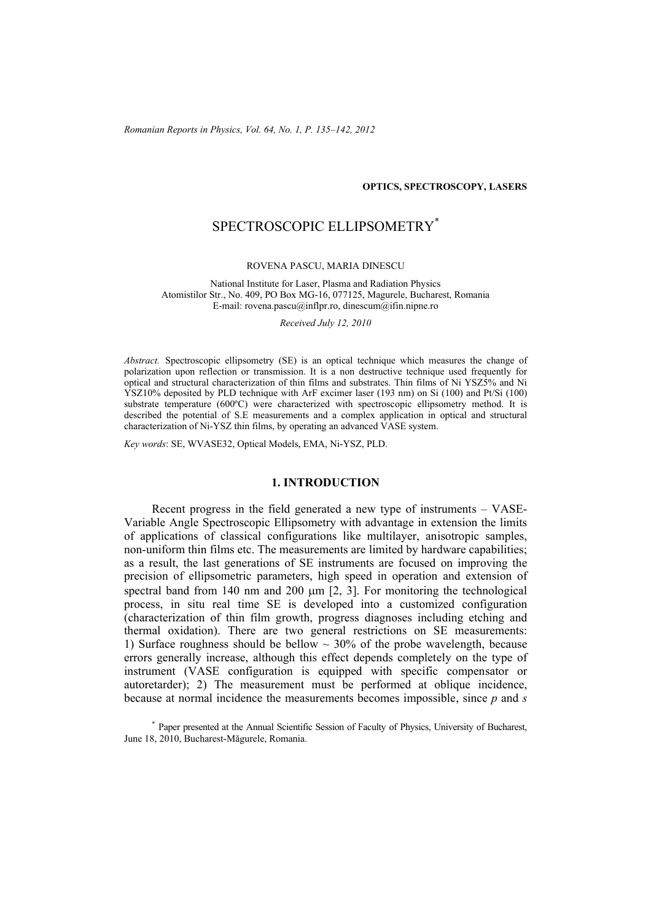**OPTICS, SPECTROSCOPY, LASERS**

# SPECTROSCOPIC ELLIPSOMETRY*

ROVENA PASCU, MARIA DINESCU

National Institute for Laser, Plasma and Radiation Physics
Atomistilor Str., No. 409, PO Box MG-16, 077125, Magurele, Bucharest, Romania
E-mail: rovena.pascu@inflpr.ro, dinescum@ifin.nipne.ro

*Received July 12, 2010*

*Abstract.* Spectroscopic ellipsometry (SE) is an optical technique which measures the change of polarization upon reflection or transmission. It is a non destructive technique used frequently for optical and structural characterization of thin films and substrates. Thin films of Ni YSZ5% and Ni YSZ10% deposited by PLD technique with ArF excimer laser (193 nm) on Si (100) and Pt/Si (100) substrate temperature (600ºC) were characterized with spectroscopic ellipsometry method. It is described the potential of S.E measurements and a complex application in optical and structural characterization of Ni-YSZ thin films, by operating an advanced VASE system.

*Key words*: SE, WVASE32, Optical Models, EMA, Ni-YSZ, PLD.

## 1. INTRODUCTION

Recent progress in the field generated a new type of instruments – VASE-Variable Angle Spectroscopic Ellipsometry with advantage in extension the limits of applications of classical configurations like multilayer, anisotropic samples, non-uniform thin films etc. The measurements are limited by hardware capabilities; as a result, the last generations of SE instruments are focused on improving the precision of ellipsometric parameters, high speed in operation and extension of spectral band from 140 nm and 200 μm [2, 3]. For monitoring the technological process, in situ real time SE is developed into a customized configuration (characterization of thin film growth, progress diagnoses including etching and thermal oxidation). There are two general restrictions on SE measurements: 1) Surface roughness should be bellow ~ 30% of the probe wavelength, because errors generally increase, although this effect depends completely on the type of instrument (VASE configuration is equipped with specific compensator or autoretarder); 2) The measurement must be performed at oblique incidence, because at normal incidence the measurements becomes impossible, since *p* and *s*

* Paper presented at the Annual Scientific Session of Faculty of Physics, University of Bucharest, June 18, 2010, Bucharest-Măgurele, Romania.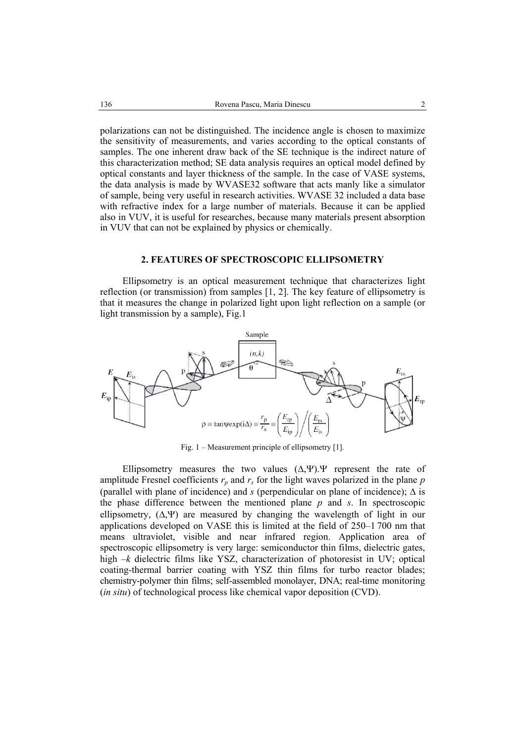polarizations can not be distinguished. The incidence angle is chosen to maximize the sensitivity of measurements, and varies according to the optical constants of samples. The one inherent draw back of the SE technique is the indirect nature of this characterization method; SE data analysis requires an optical model defined by optical constants and layer thickness of the sample. In the case of VASE systems, the data analysis is made by WVASE32 software that acts manly like a simulator of sample, being very useful in research activities. WVASE 32 included a data base with refractive index for a large number of materials. Because it can be applied also in VUV, it is useful for researches, because many materials present absorption in VUV that can not be explained by physics or chemically.

## 2. FEATURES OF SPECTROSCOPIC ELLIPSOMETRY

Ellipsometry is an optical measurement technique that characterizes light reflection (or transmission) from samples [1, 2]. The key feature of ellipsometry is that it measures the change in polarized light upon light reflection on a sample (or light transmission by a sample), Fig.1

$$\rho \equiv \tan\psi \exp(i\Delta) \equiv \frac{r_p}{r_s} \equiv \left(\frac{E_{rp}}{E_{ip}}\right) \Big/ \left(\frac{E_{rs}}{E_{is}}\right)$$

Fig. 1 – Measurement principle of ellipsometry [1].

Ellipsometry measures the two values $(\Delta,\Psi)$. $\Psi$ represent the rate of amplitude Fresnel coefficients $r_p$ and $r_s$ for the light waves polarized in the plane *p* (parallel with plane of incidence) and *s* (perpendicular on plane of incidence); $\Delta$ is the phase difference between the mentioned plane *p* and *s*. In spectroscopic ellipsometry, $(\Delta,\Psi)$ are measured by changing the wavelength of light in our applications developed on VASE this is limited at the field of 250–1 700 nm that means ultraviolet, visible and near infrared region. Application area of spectroscopic ellipsometry is very large: semiconductor thin films, dielectric gates, high –*k* dielectric films like YSZ, characterization of photoresist in UV; optical coating-thermal barrier coating with YSZ thin films for turbo reactor blades; chemistry-polymer thin films; self-assembled monolayer, DNA; real-time monitoring (*in situ*) of technological process like chemical vapor deposition (CVD).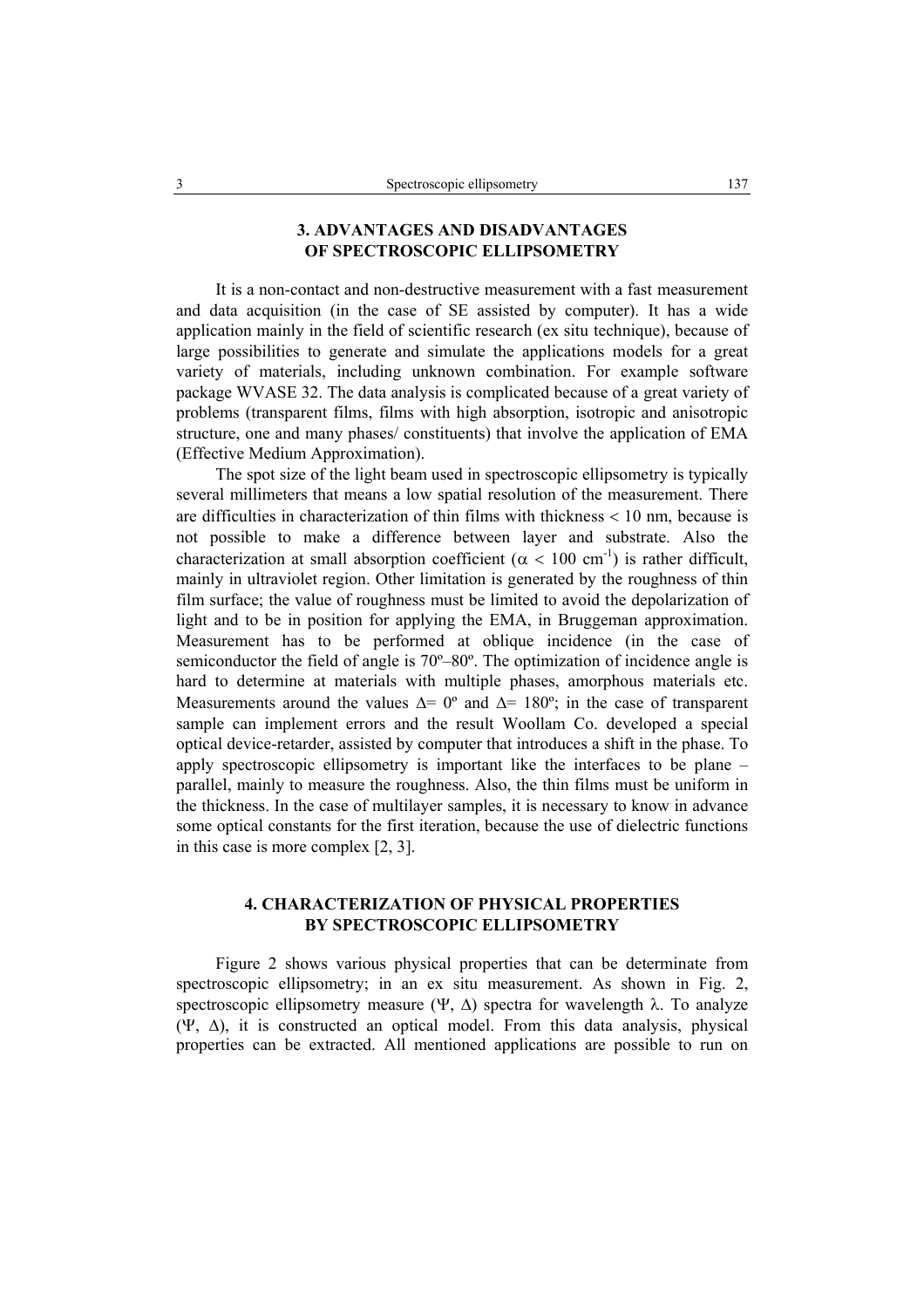## 3. ADVANTAGES AND DISADVANTAGES OF SPECTROSCOPIC ELLIPSOMETRY

It is a non-contact and non-destructive measurement with a fast measurement and data acquisition (in the case of SE assisted by computer). It has a wide application mainly in the field of scientific research (ex situ technique), because of large possibilities to generate and simulate the applications models for a great variety of materials, including unknown combination. For example software package WVASE 32. The data analysis is complicated because of a great variety of problems (transparent films, films with high absorption, isotropic and anisotropic structure, one and many phases/ constituents) that involve the application of EMA (Effective Medium Approximation).

The spot size of the light beam used in spectroscopic ellipsometry is typically several millimeters that means a low spatial resolution of the measurement. There are difficulties in characterization of thin films with thickness < 10 nm, because is not possible to make a difference between layer and substrate. Also the characterization at small absorption coefficient ($\alpha$ < 100 cm$^{-1}$) is rather difficult, mainly in ultraviolet region. Other limitation is generated by the roughness of thin film surface; the value of roughness must be limited to avoid the depolarization of light and to be in position for applying the EMA, in Bruggeman approximation. Measurement has to be performed at oblique incidence (in the case of semiconductor the field of angle is 70º–80º. The optimization of incidence angle is hard to determine at materials with multiple phases, amorphous materials etc. Measurements around the values $\Delta$= 0º and $\Delta$= 180º; in the case of transparent sample can implement errors and the result Woollam Co. developed a special optical device-retarder, assisted by computer that introduces a shift in the phase. To apply spectroscopic ellipsometry is important like the interfaces to be plane – parallel, mainly to measure the roughness. Also, the thin films must be uniform in the thickness. In the case of multilayer samples, it is necessary to know in advance some optical constants for the first iteration, because the use of dielectric functions in this case is more complex [2, 3].

## 4. CHARACTERIZATION OF PHYSICAL PROPERTIES BY SPECTROSCOPIC ELLIPSOMETRY

Figure 2 shows various physical properties that can be determinate from spectroscopic ellipsometry; in an ex situ measurement. As shown in Fig. 2, spectroscopic ellipsometry measure ($\Psi$, $\Delta$) spectra for wavelength $\lambda$. To analyze ($\Psi$, $\Delta$), it is constructed an optical model. From this data analysis, physical properties can be extracted. All mentioned applications are possible to run on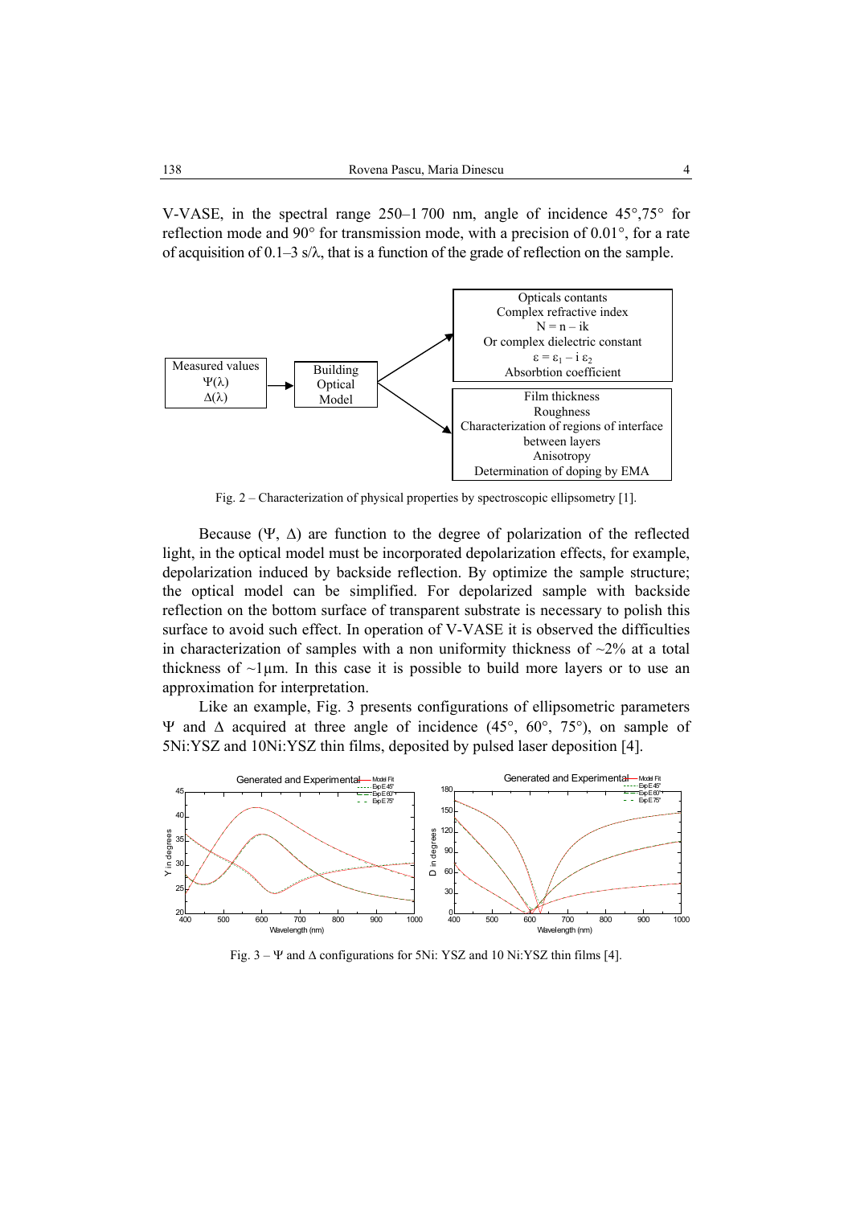V-VASE, in the spectral range 250–1 700 nm, angle of incidence 45°,75° for reflection mode and 90° for transmission mode, with a precision of 0.01°, for a rate of acquisition of 0.1–3 s/λ, that is a function of the grade of reflection on the sample.

Measured values $\Psi(\lambda)$ $\Delta(\lambda)$ → Building Optical Model → Opticals contants; Complex refractive index $N = n - ik$; Or complex dielectric constant $\varepsilon = \varepsilon_1 - i\,\varepsilon_2$; Absorbtion coefficient

Building Optical Model → Film thickness; Roughness; Characterization of regions of interface between layers; Anisotropy; Determination of doping by EMA

Fig. 2 – Characterization of physical properties by spectroscopic ellipsometry [1].

Because (Ψ, Δ) are function to the degree of polarization of the reflected light, in the optical model must be incorporated depolarization effects, for example, depolarization induced by backside reflection. By optimize the sample structure; the optical model can be simplified. For depolarized sample with backside reflection on the bottom surface of transparent substrate is necessary to polish this surface to avoid such effect. In operation of V-VASE it is observed the difficulties in characterization of samples with a non uniformity thickness of ~2% at a total thickness of ~1µm. In this case it is possible to build more layers or to use an approximation for interpretation.

Like an example, Fig. 3 presents configurations of ellipsometric parameters Ψ and Δ acquired at three angle of incidence (45°, 60°, 75°), on sample of 5Ni:YSZ and 10Ni:YSZ thin films, deposited by pulsed laser deposition [4].

Fig. 3 – Ψ and Δ configurations for 5Ni: YSZ and 10 Ni:YSZ thin films [4].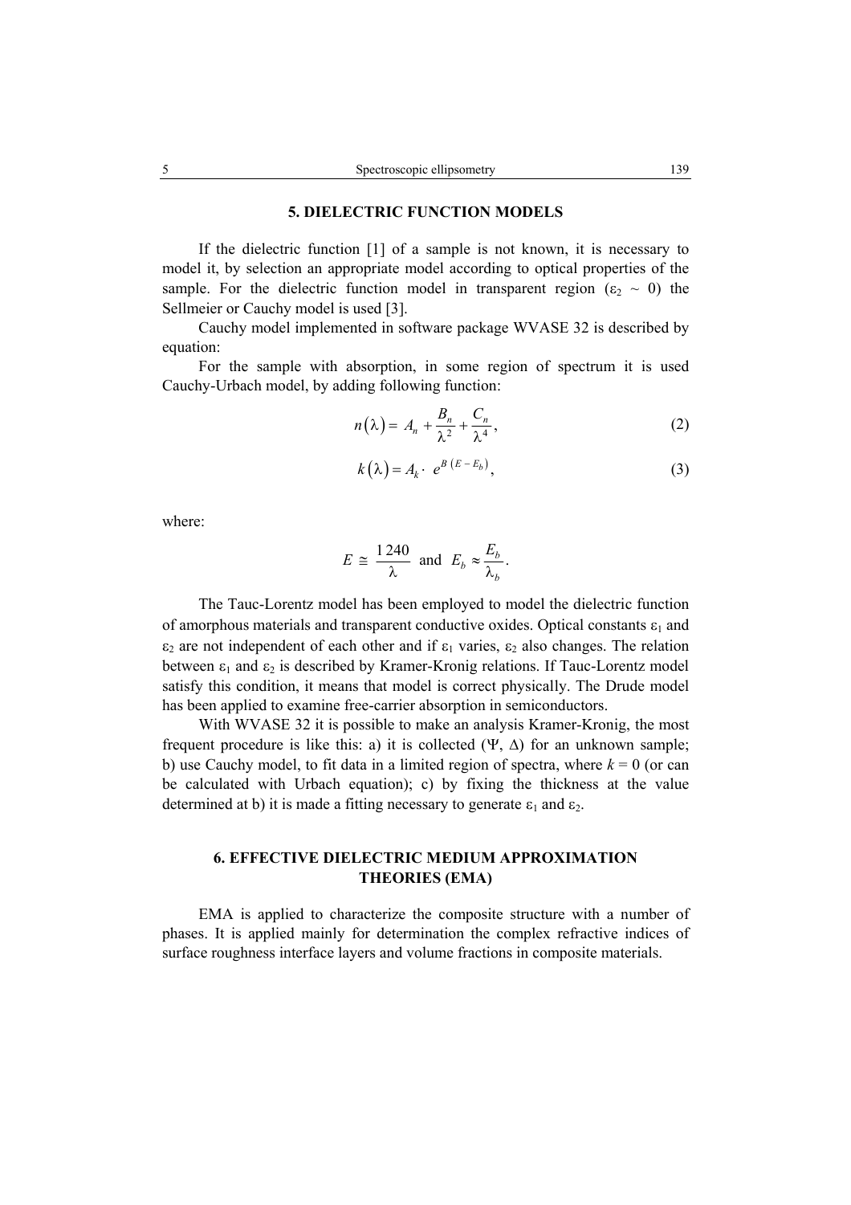## 5. DIELECTRIC FUNCTION MODELS

If the dielectric function [1] of a sample is not known, it is necessary to model it, by selection an appropriate model according to optical properties of the sample. For the dielectric function model in transparent region ($\varepsilon_2 \sim 0$) the Sellmeier or Cauchy model is used [3].

Cauchy model implemented in software package WVASE 32 is described by equation:

For the sample with absorption, in some region of spectrum it is used Cauchy-Urbach model, by adding following function:

$$n(\lambda) = A_n + \frac{B_n}{\lambda^2} + \frac{C_n}{\lambda^4}, \tag{2}$$

$$k(\lambda) = A_k \cdot e^{B\,(E - E_b)}, \tag{3}$$

where:

$$E \cong \frac{1\,240}{\lambda} \text{ and } E_b \approx \frac{E_b}{\lambda_b}.$$

The Tauc-Lorentz model has been employed to model the dielectric function of amorphous materials and transparent conductive oxides. Optical constants $\varepsilon_1$ and $\varepsilon_2$ are not independent of each other and if $\varepsilon_1$ varies, $\varepsilon_2$ also changes. The relation between $\varepsilon_1$ and $\varepsilon_2$ is described by Kramer-Kronig relations. If Tauc-Lorentz model satisfy this condition, it means that model is correct physically. The Drude model has been applied to examine free-carrier absorption in semiconductors.

With WVASE 32 it is possible to make an analysis Kramer-Kronig, the most frequent procedure is like this: a) it is collected ($\Psi$, $\Delta$) for an unknown sample; b) use Cauchy model, to fit data in a limited region of spectra, where $k = 0$ (or can be calculated with Urbach equation); c) by fixing the thickness at the value determined at b) it is made a fitting necessary to generate $\varepsilon_1$ and $\varepsilon_2$.

## 6. EFFECTIVE DIELECTRIC MEDIUM APPROXIMATION THEORIES (EMA)

EMA is applied to characterize the composite structure with a number of phases. It is applied mainly for determination the complex refractive indices of surface roughness interface layers and volume fractions in composite materials.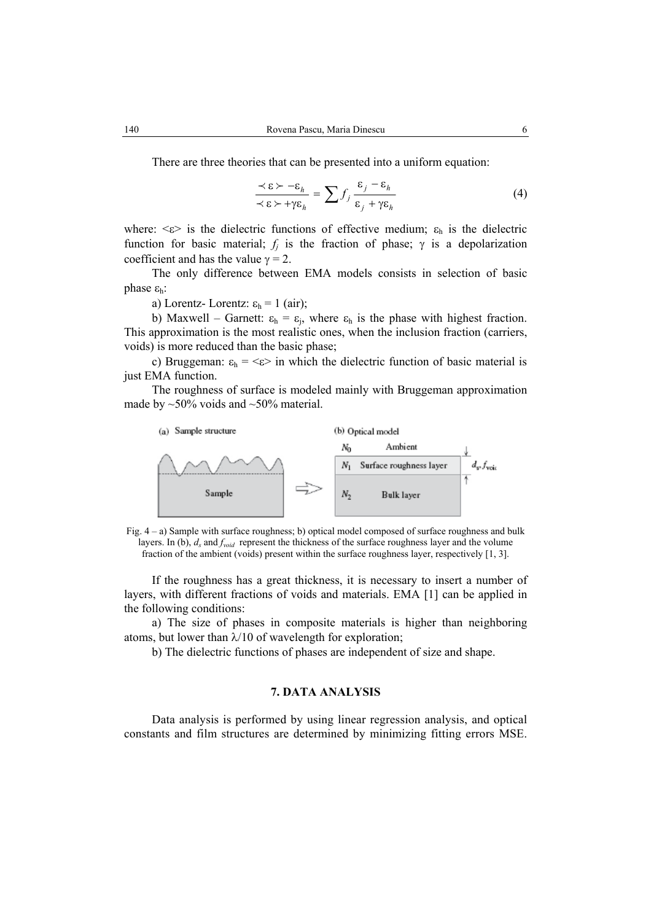There are three theories that can be presented into a uniform equation:

$$\frac{\langle \varepsilon \rangle - \varepsilon_h}{\langle \varepsilon \rangle + \gamma \varepsilon_h} = \sum f_j \frac{\varepsilon_j - \varepsilon_h}{\varepsilon_j + \gamma \varepsilon_h} \tag{4}$$

where: $\langle \varepsilon \rangle$ is the dielectric functions of effective medium; $\varepsilon_h$ is the dielectric function for basic material; $f_j$ is the fraction of phase; $\gamma$ is a depolarization coefficient and has the value $\gamma = 2$.

The only difference between EMA models consists in selection of basic phase $\varepsilon_h$:

a) Lorentz- Lorentz: $\varepsilon_h = 1$ (air);

b) Maxwell – Garnett: $\varepsilon_h = \varepsilon_j$, where $\varepsilon_h$ is the phase with highest fraction. This approximation is the most realistic ones, when the inclusion fraction (carriers, voids) is more reduced than the basic phase;

c) Bruggeman: $\varepsilon_h = \langle \varepsilon \rangle$ in which the dielectric function of basic material is just EMA function.

The roughness of surface is modeled mainly with Bruggeman approximation made by ~50% voids and ~50% material.

Fig. 4 – a) Sample with surface roughness; b) optical model composed of surface roughness and bulk layers. In (b), $d_s$ and $f_{void}$ represent the thickness of the surface roughness layer and the volume fraction of the ambient (voids) present within the surface roughness layer, respectively [1, 3].

If the roughness has a great thickness, it is necessary to insert a number of layers, with different fractions of voids and materials. EMA [1] can be applied in the following conditions:

a) The size of phases in composite materials is higher than neighboring atoms, but lower than $\lambda/10$ of wavelength for exploration;

b) The dielectric functions of phases are independent of size and shape.

## 7. DATA ANALYSIS

Data analysis is performed by using linear regression analysis, and optical constants and film structures are determined by minimizing fitting errors MSE.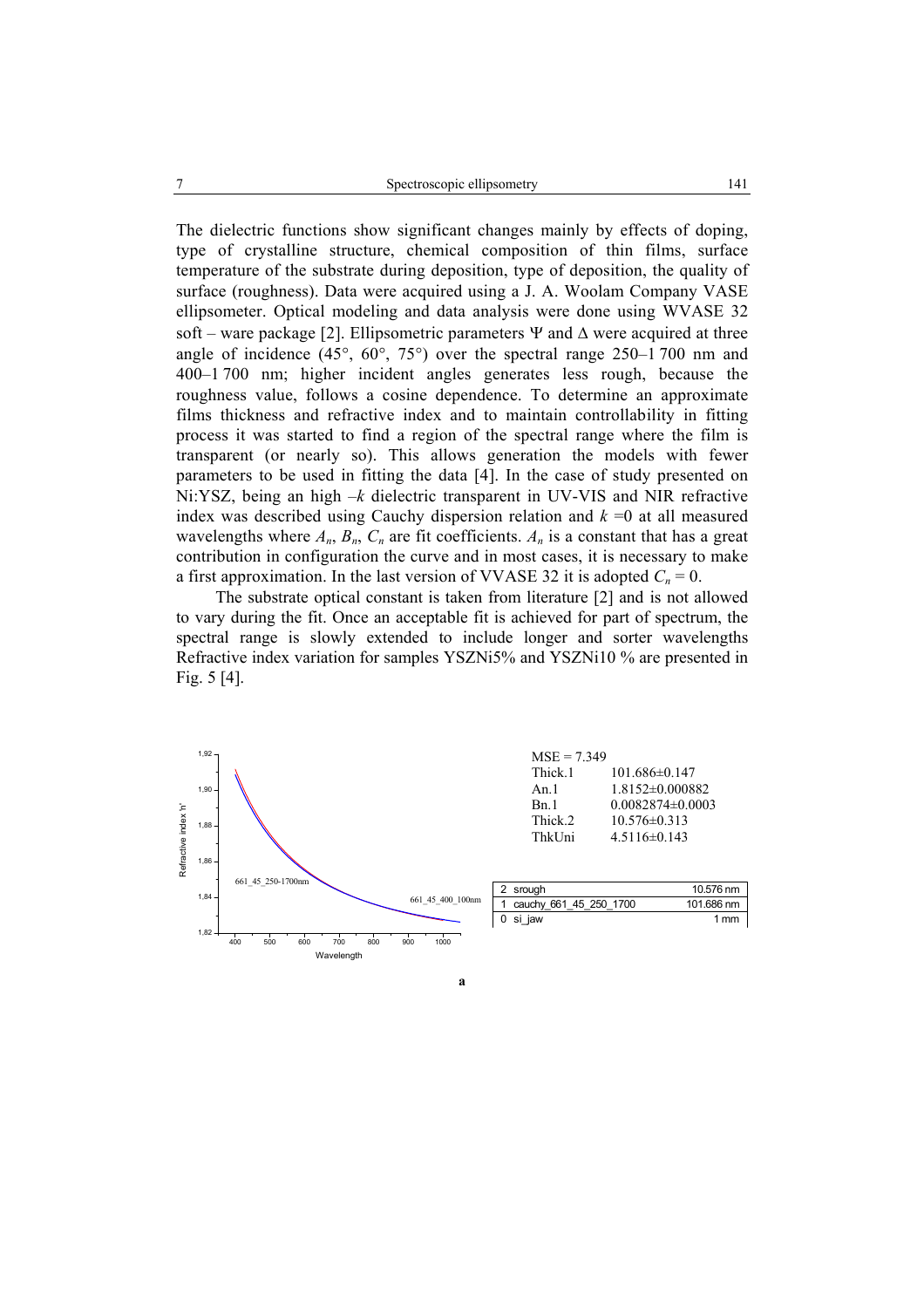The dielectric functions show significant changes mainly by effects of doping, type of crystalline structure, chemical composition of thin films, surface temperature of the substrate during deposition, type of deposition, the quality of surface (roughness). Data were acquired using a J. A. Woolam Company VASE ellipsometer. Optical modeling and data analysis were done using WVASE 32 soft – ware package [2]. Ellipsometric parameters Ψ and Δ were acquired at three angle of incidence (45°, 60°, 75°) over the spectral range 250–1 700 nm and 400–1 700 nm; higher incident angles generates less rough, because the roughness value, follows a cosine dependence. To determine an approximate films thickness and refractive index and to maintain controllability in fitting process it was started to find a region of the spectral range where the film is transparent (or nearly so). This allows generation the models with fewer parameters to be used in fitting the data [4]. In the case of study presented on Ni:YSZ, being an high –*k* dielectric transparent in UV-VIS and NIR refractive index was described using Cauchy dispersion relation and $k = 0$ at all measured wavelengths where $A_n$, $B_n$, $C_n$ are fit coefficients. $A_n$ is a constant that has a great contribution in configuration the curve and in most cases, it is necessary to make a first approximation. In the last version of VVASE 32 it is adopted $C_n = 0$.

The substrate optical constant is taken from literature [2] and is not allowed to vary during the fit. Once an acceptable fit is achieved for part of spectrum, the spectral range is slowly extended to include longer and sorter wavelengths Refractive index variation for samples YSZNi5% and YSZNi10 % are presented in Fig. 5 [4].

MSE = 7.349

| Parameter | Value |
|---|---|
| Thick.1 | 101.686±0.147 |
| An.1 | 1.8152±0.000882 |
| Bn.1 | 0.0082874±0.0003 |
| Thick.2 | 10.576±0.313 |
| ThkUni | 4.5116±0.143 |

| Layer | Material | Thickness |
|---|---|---|
| 2 | srough | 10.576 nm |
| 1 | cauchy_661_45_250_1700 | 101.686 nm |
| 0 | si_jaw | 1 mm |

a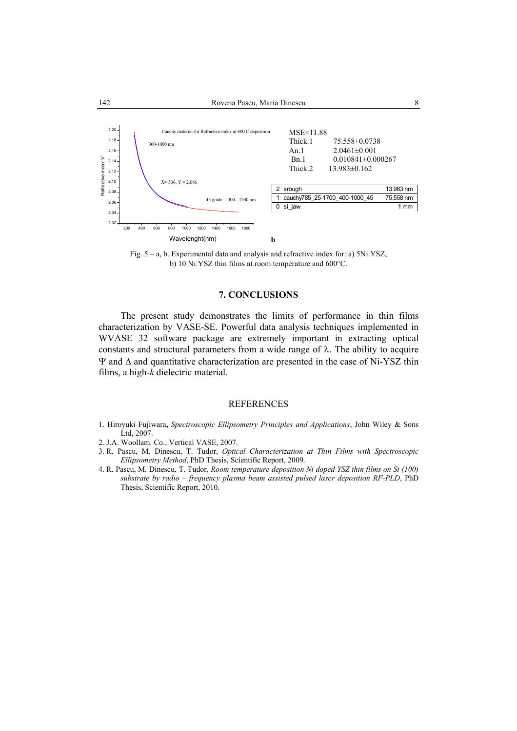Cauchy material for Refractive index at 600 C deposition

300-1000 nm

X= 536, Y = 2,086

45 grade 300 - 1700 nm

Refractive index 'n'

2.20
2.18
2.16
2.14
2.12
2.10
2.08
2.06
2.04
2.02

200 400 600 800 1000 1200 1400 1600 1800

Wavelenght(nm)

MSE=11.88
Thick.1 75.558±0.0738
An.1 2.0461±0.001
Bn.1 0.010841±0.000267
Thick.2 13.983±0.162

| | | |
|---|---|---|
| 2 | srough | 13.983 nm |
| 1 | cauchy785_25-1700_400-1000_45 | 75.558 nm |
| 0 | si_jaw | 1 mm |

**b**

Fig. 5 – a, b. Experimental data and analysis and refractive index for: a) 5Ni:YSZ; b) 10 Ni:YSZ thin films at room temperature and 600°C.

## 7. CONCLUSIONS

The present study demonstrates the limits of performance in thin films characterization by VASE-SE. Powerful data analysis techniques implemented in WVASE 32 software package are extremely important in extracting optical constants and structural parameters from a wide range of $\lambda$. The ability to acquire $\Psi$ and $\Delta$ and quantitative characterization are presented in the case of Ni-YSZ thin films, a high-*k* dielectric material.

## REFERENCES

1. Hiroyuki Fujiwara**,** *Spectroscopic Ellipsometry Principles and Applications*, John Wiley & Sons Ltd, 2007.
2. J.A. Woollam. Co., Vertical VASE, 2007.
3. R. Pascu, M. Dinescu, T. Tudor, *Optical Characterization at Thin Films with Spectroscopic Ellipsometry Method*, PhD Thesis, Scientific Report, 2009.
4. R. Pascu, M. Dinescu, T. Tudor, *Room temperature deposition Ni doped YSZ thin films on Si (100) substrate by radio – frequency plasma beam assisted pulsed laser deposition RF-PLD*, PhD Thesis, Scientific Report, 2010.